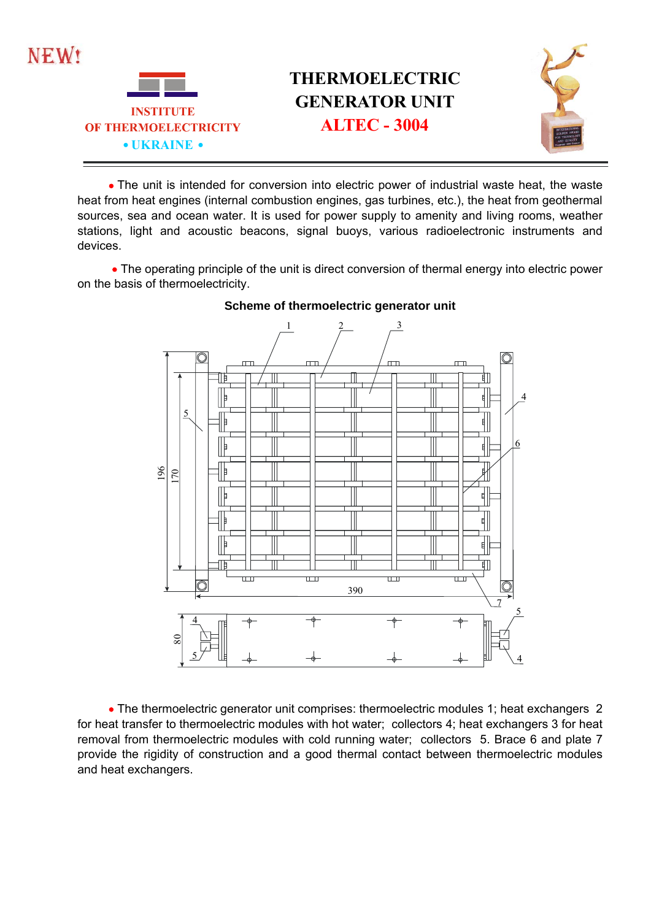NEW!

INSTITUTE
OF THERMOELECTRICITY
• UKRAINE •

# THERMOELECTRIC GENERATOR UNIT
## ALTEC - 3004

- The unit is intended for conversion into electric power of industrial waste heat, the waste heat from heat engines (internal combustion engines, gas turbines, etc.), the heat from geothermal sources, sea and ocean water. It is used for power supply to amenity and living rooms, weather stations, light and acoustic beacons, signal buoys, various radioelectronic instruments and devices.

- The operating principle of the unit is direct conversion of thermal energy into electric power on the basis of thermoelectricity.

**Scheme of thermoelectric generator unit**

- The thermoelectric generator unit comprises: thermoelectric modules 1; heat exchangers 2 for heat transfer to thermoelectric modules with hot water; collectors 4; heat exchangers 3 for heat removal from thermoelectric modules with cold running water; collectors 5. Brace 6 and plate 7 provide the rigidity of construction and a good thermal contact between thermoelectric modules and heat exchangers.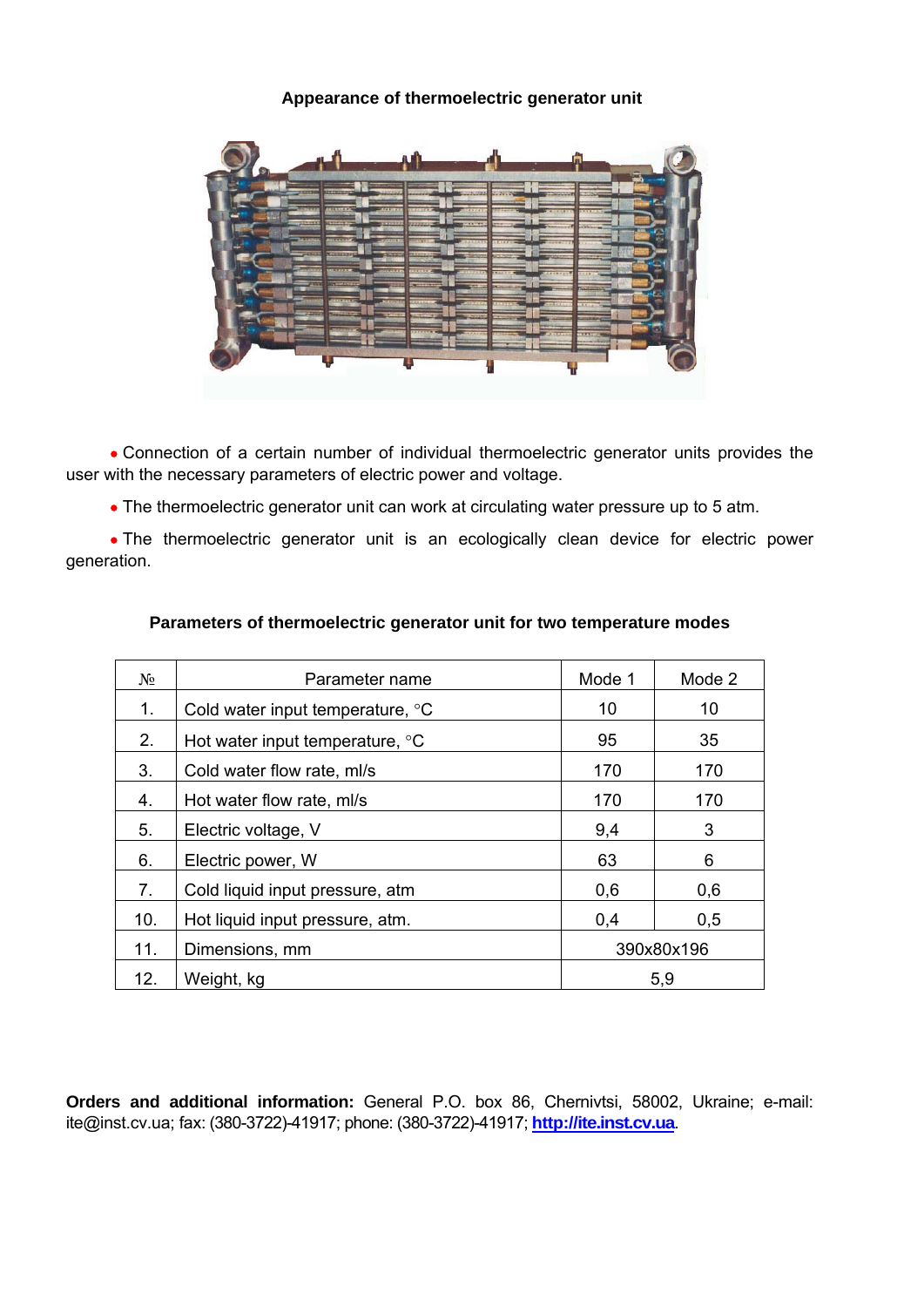**Appearance of thermoelectric generator unit**

- Connection of a certain number of individual thermoelectric generator units provides the user with the necessary parameters of electric power and voltage.
- The thermoelectric generator unit can work at circulating water pressure up to 5 atm.
- The thermoelectric generator unit is an ecologically clean device for electric power generation.

**Parameters of thermoelectric generator unit for two temperature modes**

| № | Parameter name | Mode 1 | Mode 2 |
|---|---|---|---|
| 1. | Cold water input temperature, °C | 10 | 10 |
| 2. | Hot water input temperature, °C | 95 | 35 |
| 3. | Cold water flow rate, ml/s | 170 | 170 |
| 4. | Hot water flow rate, ml/s | 170 | 170 |
| 5. | Electric voltage, V | 9,4 | 3 |
| 6. | Electric power, W | 63 | 6 |
| 7. | Cold liquid input pressure, atm | 0,6 | 0,6 |
| 10. | Hot liquid input pressure, atm. | 0,4 | 0,5 |
| 11. | Dimensions, mm | 390x80x196 | |
| 12. | Weight, kg | 5,9 | |

**Orders and additional information:** General P.O. box 86, Chernivtsi, 58002, Ukraine; e-mail: ite@inst.cv.ua; fax: (380-3722)-41917; phone: (380-3722)-41917; **http://ite.inst.cv.ua**.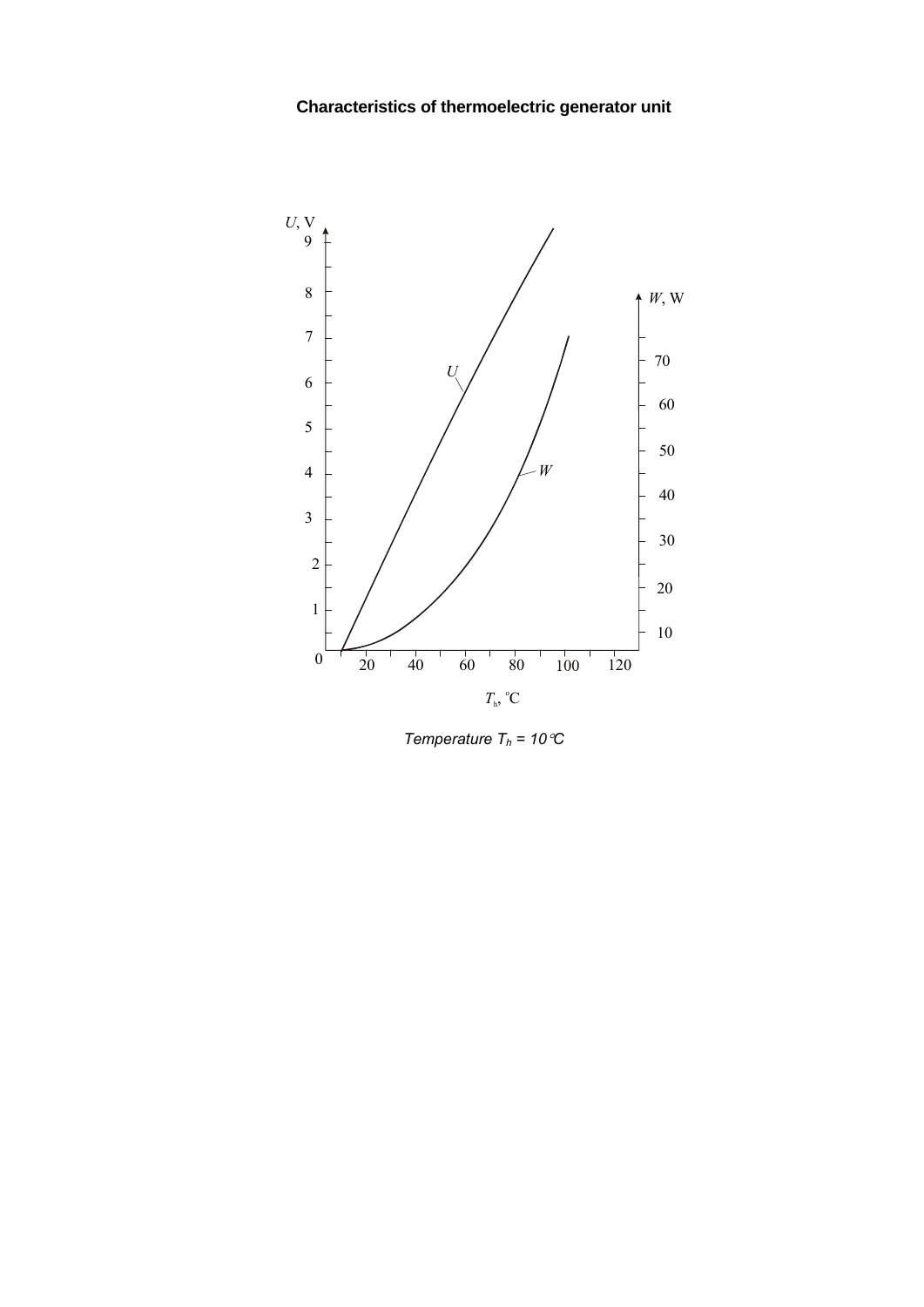**Characteristics of thermoelectric generator unit**

$U$, V

9

8

7

6

5

4

3

2

1

0

$W$, W

70

60

50

40

30

20

10

$U$

$W$

20 40 60 80 100 120

$T_h$, °C

*Temperature $T_h$ = 10°C*